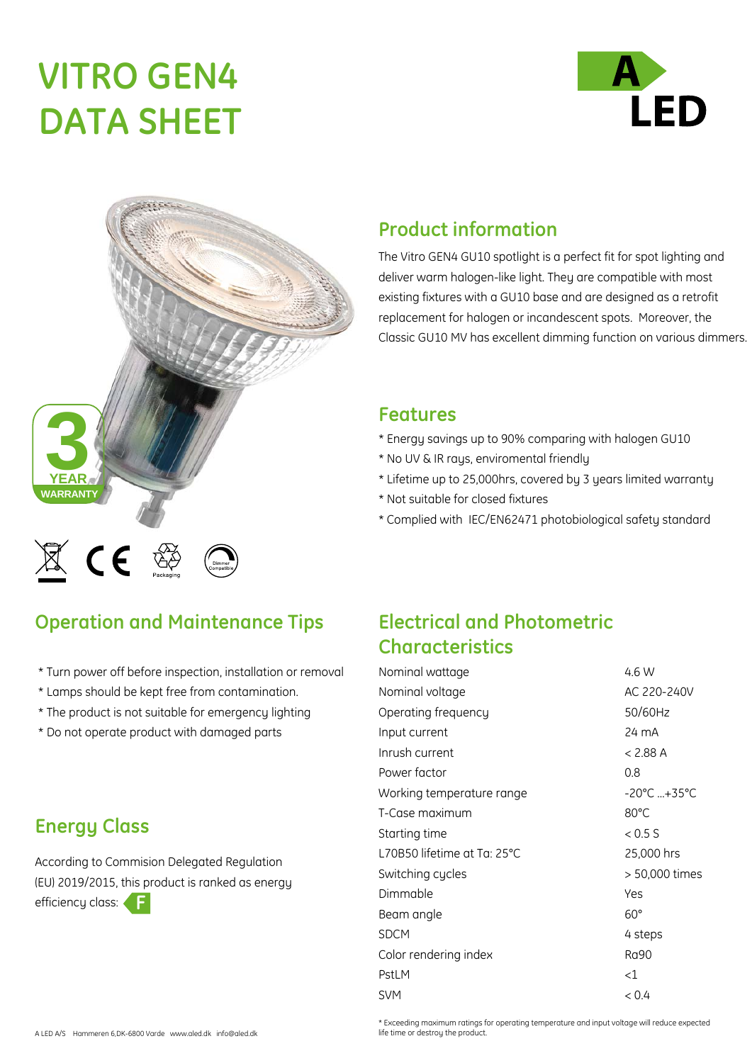# VITRO GEN4 DATA SHEET

A LED

## Product information

The Vitro GEN4 GU10 spotlight is a perfect fit for spot lighting and deliver warm halogen-like light. They are compatible with most existing fixtures with a GU10 base and are designed as a retrofit replacement for halogen or incandescent spots. Moreover, the Classic GU10 MV has excellent dimming function on various dimmers.

## Features

* Energy savings up to 90% comparing with halogen GU10
* No UV & IR rays, enviromental friendly
* Lifetime up to 25,000hrs, covered by 3 years limited warranty
* Not suitable for closed fixtures
* Complied with IEC/EN62471 photobiological safety standard

3 YEAR WARRANTY

## Operation and Maintenance Tips

* Turn power off before inspection, installation or removal
* Lamps should be kept free from contamination.
* The product is not suitable for emergency lighting
* Do not operate product with damaged parts

## Energy Class

According to Commision Delegated Regulation (EU) 2019/2015, this product is ranked as energy efficiency class: F

## Electrical and Photometric Characteristics

| | |
|---|---|
| Nominal wattage | 4.6 W |
| Nominal voltage | AC 220-240V |
| Operating frequency | 50/60Hz |
| Input current | 24 mA |
| Inrush current | < 2.88 A |
| Power factor | 0.8 |
| Working temperature range | -20°C ...+35°C |
| T-Case maximum | 80°C |
| Starting time | < 0.5 S |
| L70B50 lifetime at Ta: 25°C | 25,000 hrs |
| Switching cycles | > 50,000 times |
| Dimmable | Yes |
| Beam angle | 60° |
| SDCM | 4 steps |
| Color rendering index | Ra90 |
| PstLM | <1 |
| SVM | < 0.4 |

* Exceeding maximum ratings for operating temperature and input voltage will reduce expected life time or destroy the product.

A LED A/S Hammeren 6,DK-6800 Varde www.aled.dk info@aled.dk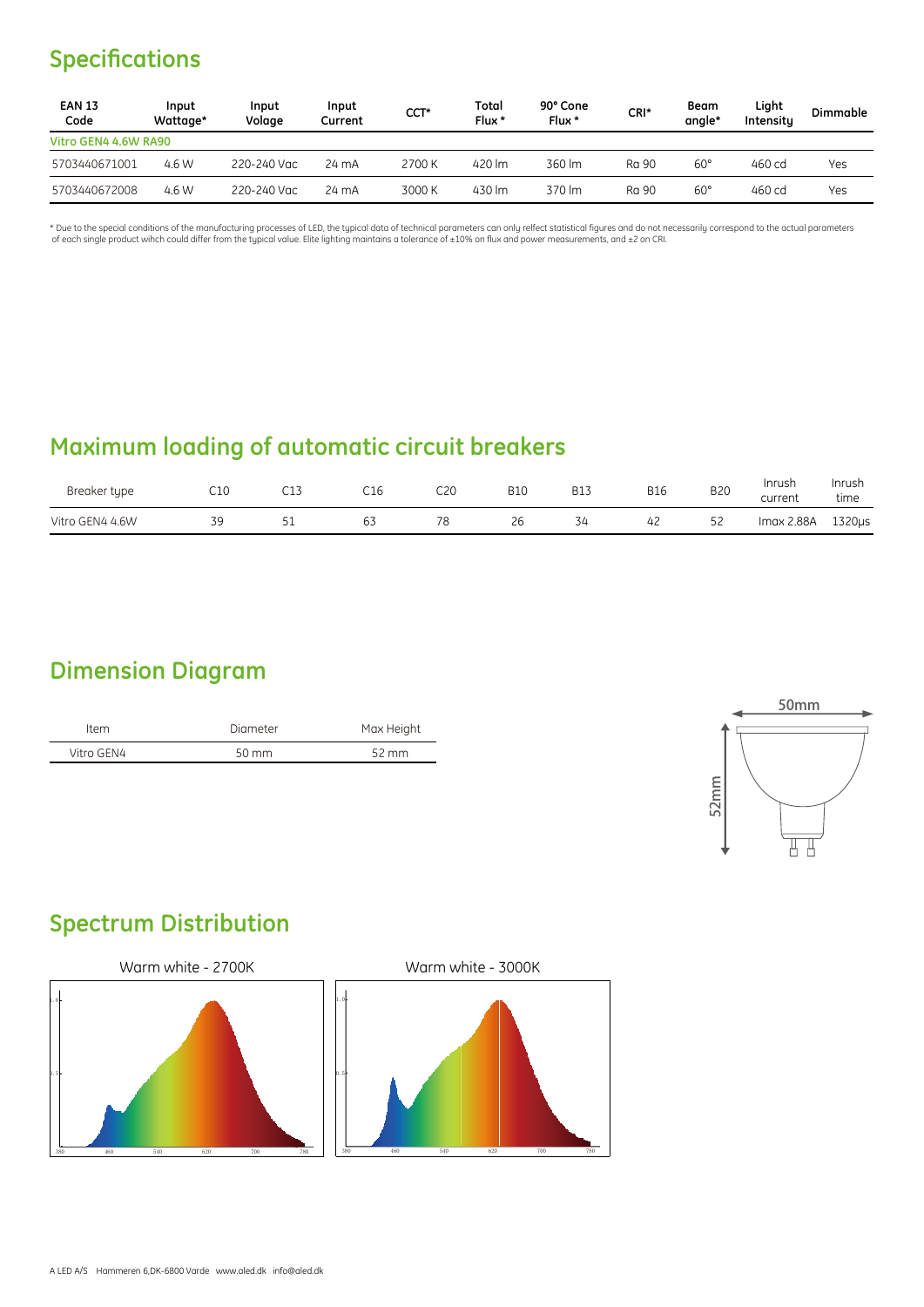## Specifications

| EAN 13 Code | Input Wattage* | Input Volage | Input Current | CCT* | Total Flux * | 90° Cone Flux * | CRI* | Beam angle* | Light Intensity | Dimmable |
|---|---|---|---|---|---|---|---|---|---|---|
| Vitro GEN4 4.6W RA90 | | | | | | | | | | |
| 5703440671001 | 4.6 W | 220-240 Vac | 24 mA | 2700 K | 420 lm | 360 lm | Ra 90 | 60° | 460 cd | Yes |
| 5703440672008 | 4.6 W | 220-240 Vac | 24 mA | 3000 K | 430 lm | 370 lm | Ra 90 | 60° | 460 cd | Yes |

* Due to the special conditions of the manufacturing processes of LED, the typical data of technical parameters can only relfect statistical figures and do not necessarily correspond to the actual parameters of each single product wihch could differ from the typical value. Elite lighting maintains a tolerance of ±10% on flux and power measurements, and ±2 on CRI.

## Maximum loading of automatic circuit breakers

| Breaker type | C10 | C13 | C16 | C20 | B10 | B13 | B16 | B20 | Inrush current | Inrush time |
|---|---|---|---|---|---|---|---|---|---|---|
| Vitro GEN4 4.6W | 39 | 51 | 63 | 78 | 26 | 34 | 42 | 52 | Imax 2.88A | 1320μs |

## Dimension Diagram

| Item | Diameter | Max Height |
|---|---|---|
| Vitro GEN4 | 50 mm | 52 mm |

50mm

52mm

## Spectrum Distribution

Warm white - 2700K

Warm white - 3000K

A LED A/S Hammeren 6,DK-6800 Varde www.aled.dk info@aled.dk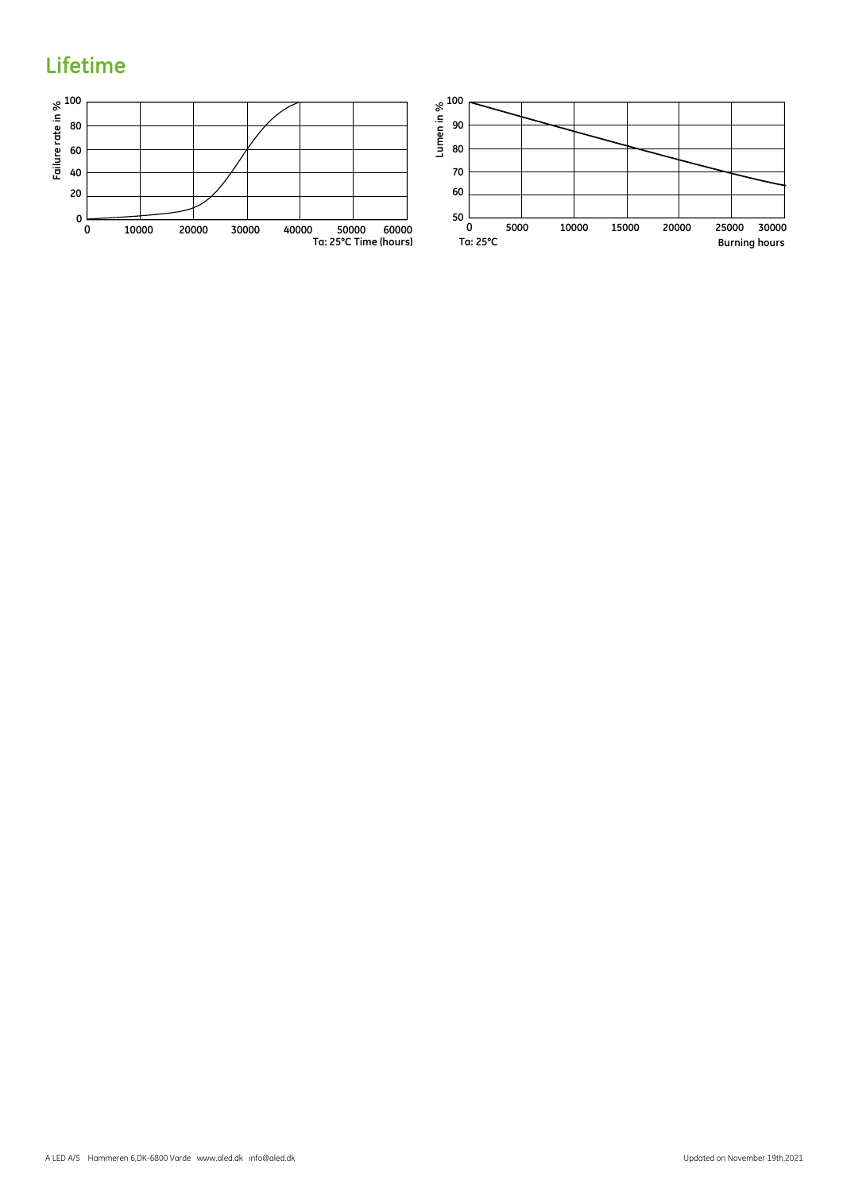# Lifetime

Failure rate in %

100
80
60
40
20
0

0 10000 20000 30000 40000 50000 60000

Ta: 25°C Time (hours)

Lumen in %

100
90
80
70
60
50

0 5000 10000 15000 20000 25000 30000

Ta: 25°C

Burning hours

A LED A/S Hammeren 6,DK-6800 Varde www.aled.dk info@aled.dk

Updated on November 19th,2021